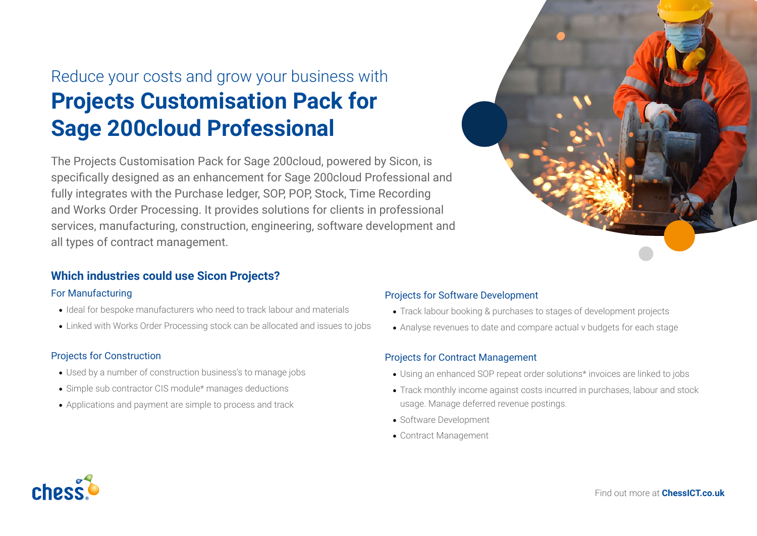Reduce your costs and grow your business with

# Projects Customisation Pack for Sage 200cloud Professional

The Projects Customisation Pack for Sage 200cloud, powered by Sicon, is specifically designed as an enhancement for Sage 200cloud Professional and fully integrates with the Purchase ledger, SOP, POP, Stock, Time Recording and Works Order Processing. It provides solutions for clients in professional services, manufacturing, construction, engineering, software development and all types of contract management.

## Which industries could use Sicon Projects?

### For Manufacturing

- Ideal for bespoke manufacturers who need to track labour and materials
- Linked with Works Order Processing stock can be allocated and issues to jobs

### Projects for Construction

- Used by a number of construction business's to manage jobs
- Simple sub contractor CIS module* manages deductions
- Applications and payment are simple to process and track

### Projects for Software Development

- Track labour booking & purchases to stages of development projects
- Analyse revenues to date and compare actual v budgets for each stage

### Projects for Contract Management

- Using an enhanced SOP repeat order solutions* invoices are linked to jobs
- Track monthly income against costs incurred in purchases, labour and stock usage. Manage deferred revenue postings.
- Software Development
- Contract Management

Find out more at **ChessICT.co.uk**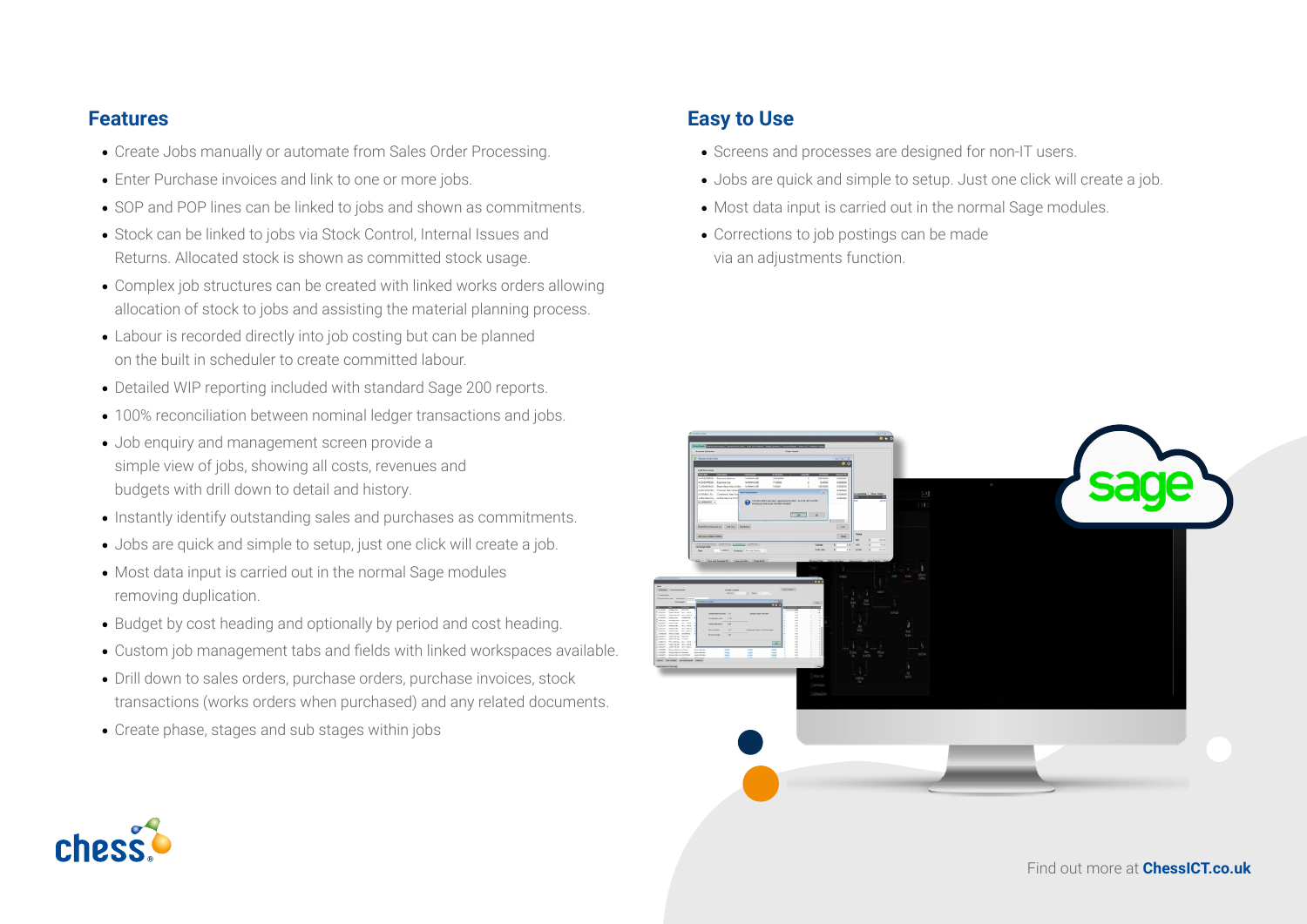## Features

- Create Jobs manually or automate from Sales Order Processing.
- Enter Purchase invoices and link to one or more jobs.
- SOP and POP lines can be linked to jobs and shown as commitments.
- Stock can be linked to jobs via Stock Control, Internal Issues and Returns. Allocated stock is shown as committed stock usage.
- Complex job structures can be created with linked works orders allowing allocation of stock to jobs and assisting the material planning process.
- Labour is recorded directly into job costing but can be planned on the built in scheduler to create committed labour.
- Detailed WIP reporting included with standard Sage 200 reports.
- 100% reconciliation between nominal ledger transactions and jobs.
- Job enquiry and management screen provide a simple view of jobs, showing all costs, revenues and budgets with drill down to detail and history.
- Instantly identify outstanding sales and purchases as commitments.
- Jobs are quick and simple to setup, just one click will create a job.
- Most data input is carried out in the normal Sage modules removing duplication.
- Budget by cost heading and optionally by period and cost heading.
- Custom job management tabs and fields with linked workspaces available.
- Drill down to sales orders, purchase orders, purchase invoices, stock transactions (works orders when purchased) and any related documents.
- Create phase, stages and sub stages within jobs

## Easy to Use

- Screens and processes are designed for non-IT users.
- Jobs are quick and simple to setup. Just one click will create a job.
- Most data input is carried out in the normal Sage modules.
- Corrections to job postings can be made via an adjustments function.

Find out more at **ChessICT.co.uk**